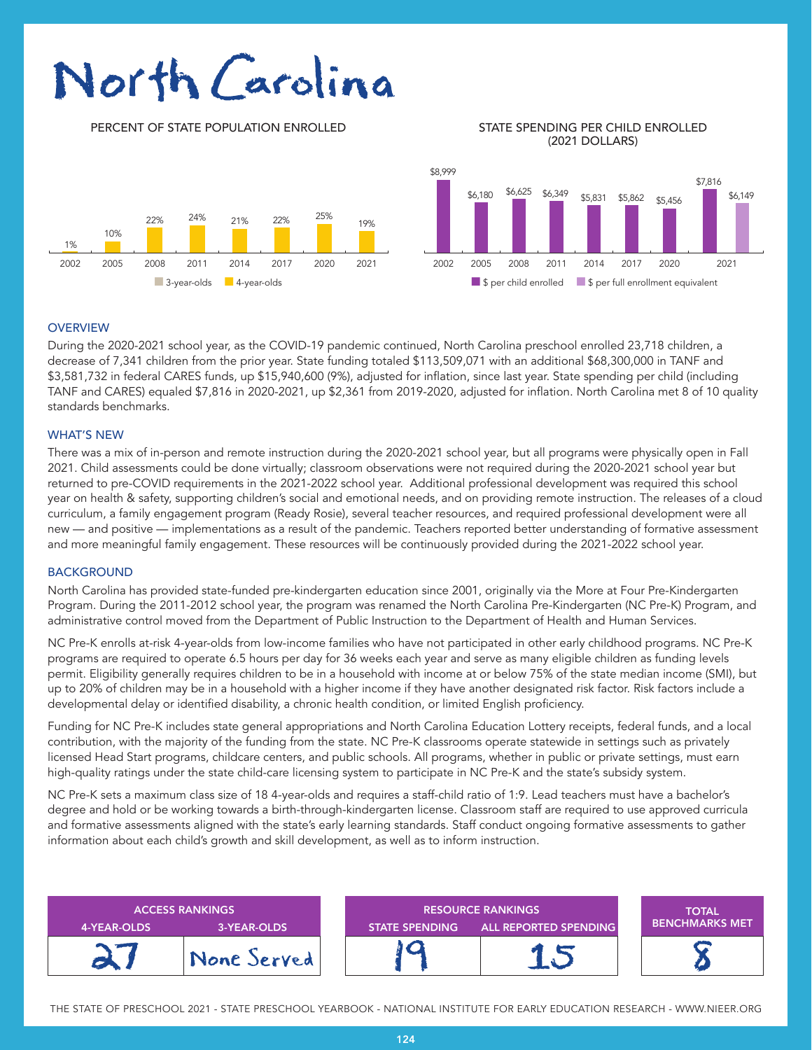# North Carolina

PERCENT OF STATE POPULATION ENROLLED

| Year | 4-year-olds |
| --- | --- |
| 2002 | 1% |
| 2005 | 10% |
| 2008 | 22% |
| 2011 | 24% |
| 2014 | 21% |
| 2017 | 22% |
| 2020 | 25% |
| 2021 | 19% |

STATE SPENDING PER CHILD ENROLLED (2021 DOLLARS)

| Year | $ per child enrolled | $ per full enrollment equivalent |
| --- | --- | --- |
| 2002 | $8,999 | |
| 2005 | $6,180 | |
| 2008 | $6,625 | |
| 2011 | $6,349 | |
| 2014 | $5,831 | |
| 2017 | $5,862 | |
| 2020 | $5,456 | |
| 2021 | $7,816 | $6,149 |

## OVERVIEW

During the 2020-2021 school year, as the COVID-19 pandemic continued, North Carolina preschool enrolled 23,718 children, a decrease of 7,341 children from the prior year. State funding totaled $113,509,071 with an additional $68,300,000 in TANF and $3,581,732 in federal CARES funds, up $15,940,600 (9%), adjusted for inflation, since last year. State spending per child (including TANF and CARES) equaled $7,816 in 2020-2021, up $2,361 from 2019-2020, adjusted for inflation. North Carolina met 8 of 10 quality standards benchmarks.

## WHAT'S NEW

There was a mix of in-person and remote instruction during the 2020-2021 school year, but all programs were physically open in Fall 2021. Child assessments could be done virtually; classroom observations were not required during the 2020-2021 school year but returned to pre-COVID requirements in the 2021-2022 school year. Additional professional development was required this school year on health & safety, supporting children's social and emotional needs, and on providing remote instruction. The releases of a cloud curriculum, a family engagement program (Ready Rosie), several teacher resources, and required professional development were all new — and positive — implementations as a result of the pandemic. Teachers reported better understanding of formative assessment and more meaningful family engagement. These resources will be continuously provided during the 2021-2022 school year.

## BACKGROUND

North Carolina has provided state-funded pre-kindergarten education since 2001, originally via the More at Four Pre-Kindergarten Program. During the 2011-2012 school year, the program was renamed the North Carolina Pre-Kindergarten (NC Pre-K) Program, and administrative control moved from the Department of Public Instruction to the Department of Health and Human Services.

NC Pre-K enrolls at-risk 4-year-olds from low-income families who have not participated in other early childhood programs. NC Pre-K programs are required to operate 6.5 hours per day for 36 weeks each year and serve as many eligible children as funding levels permit. Eligibility generally requires children to be in a household with income at or below 75% of the state median income (SMI), but up to 20% of children may be in a household with a higher income if they have another designated risk factor. Risk factors include a developmental delay or identified disability, a chronic health condition, or limited English proficiency.

Funding for NC Pre-K includes state general appropriations and North Carolina Education Lottery receipts, federal funds, and a local contribution, with the majority of the funding from the state. NC Pre-K classrooms operate statewide in settings such as privately licensed Head Start programs, childcare centers, and public schools. All programs, whether in public or private settings, must earn high-quality ratings under the state child-care licensing system to participate in NC Pre-K and the state's subsidy system.

NC Pre-K sets a maximum class size of 18 4-year-olds and requires a staff-child ratio of 1:9. Lead teachers must have a bachelor's degree and hold or be working towards a birth-through-kindergarten license. Classroom staff are required to use approved curricula and formative assessments aligned with the state's early learning standards. Staff conduct ongoing formative assessments to gather information about each child's growth and skill development, as well as to inform instruction.

| ACCESS RANKINGS | | RESOURCE RANKINGS | | TOTAL BENCHMARKS MET |
| --- | --- | --- | --- | --- |
| 4-YEAR-OLDS | 3-YEAR-OLDS | STATE SPENDING | ALL REPORTED SPENDING | |
| 27 | None Served | 19 | 15 | 8 |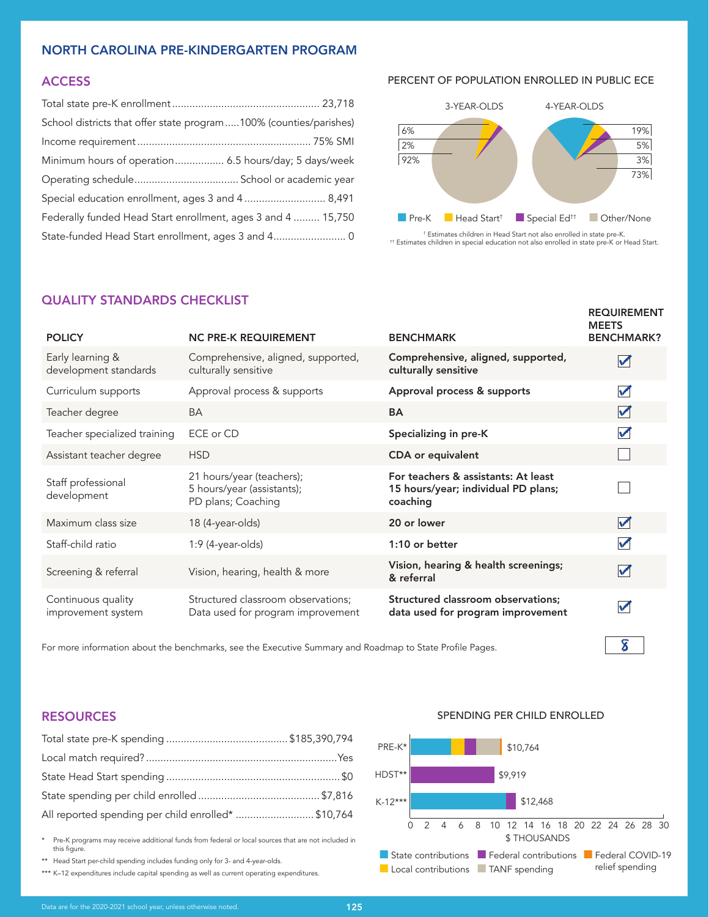## NORTH CAROLINA PRE-KINDERGARTEN PROGRAM

### ACCESS

| | |
|---|---|
| Total state pre-K enrollment | 23,718 |
| School districts that offer state program | 100% (counties/parishes) |
| Income requirement | 75% SMI |
| Minimum hours of operation | 6.5 hours/day; 5 days/week |
| Operating schedule | School or academic year |
| Special education enrollment, ages 3 and 4 | 8,491 |
| Federally funded Head Start enrollment, ages 3 and 4 | 15,750 |
| State-funded Head Start enrollment, ages 3 and 4 | 0 |

PERCENT OF POPULATION ENROLLED IN PUBLIC ECE

3-YEAR-OLDS

6%

2%

92%

4-YEAR-OLDS

19%

5%

3%

73%

Pre-K Head Start† Special Ed†† Other/None

† Estimates children in Head Start not also enrolled in state pre-K.
†† Estimates children in special education not also enrolled in state pre-K or Head Start.

### QUALITY STANDARDS CHECKLIST

| POLICY | NC PRE-K REQUIREMENT | BENCHMARK | REQUIREMENT MEETS BENCHMARK? |
|---|---|---|---|
| Early learning & development standards | Comprehensive, aligned, supported, culturally sensitive | **Comprehensive, aligned, supported, culturally sensitive** | ☑ |
| Curriculum supports | Approval process & supports | **Approval process & supports** | ☑ |
| Teacher degree | BA | **BA** | ☑ |
| Teacher specialized training | ECE or CD | **Specializing in pre-K** | ☑ |
| Assistant teacher degree | HSD | **CDA or equivalent** | ☐ |
| Staff professional development | 21 hours/year (teachers); 5 hours/year (assistants); PD plans; Coaching | **For teachers & assistants: At least 15 hours/year; individual PD plans; coaching** | ☐ |
| Maximum class size | 18 (4-year-olds) | **20 or lower** | ☑ |
| Staff-child ratio | 1:9 (4-year-olds) | **1:10 or better** | ☑ |
| Screening & referral | Vision, hearing, health & more | **Vision, hearing & health screenings; & referral** | ☑ |
| Continuous quality improvement system | Structured classroom observations; Data used for program improvement | **Structured classroom observations; data used for program improvement** | ☑ |

For more information about the benchmarks, see the Executive Summary and Roadmap to State Profile Pages. **8**

### RESOURCES

| | |
|---|---|
| Total state pre-K spending | $185,390,794 |
| Local match required? | Yes |
| State Head Start spending | $0 |
| State spending per child enrolled | $7,816 |
| All reported spending per child enrolled* | $10,764 |

\* Pre-K programs may receive additional funds from federal or local sources that are not included in this figure.

** Head Start per-child spending includes funding only for 3- and 4-year-olds.

*** K–12 expenditures include capital spending as well as current operating expenditures.

SPENDING PER CHILD ENROLLED

PRE-K* $10,764

HDST** $9,919

K-12*** $12,468

0 2 4 6 8 10 12 14 16 18 20 22 24 26 28 30

$ THOUSANDS

State contributions Federal contributions Federal COVID-19 relief spending Local contributions TANF spending

Data are for the 2020-2021 school year, unless otherwise noted.